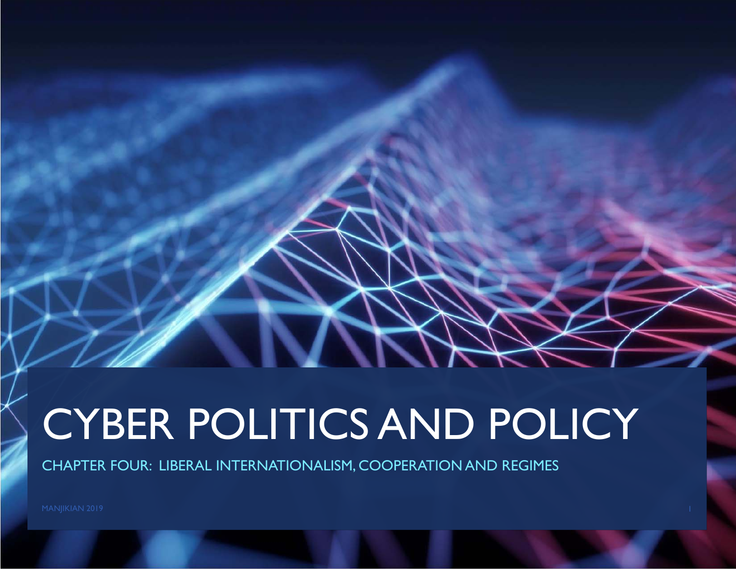# CYBER POLITICS AND POLICY

## CHAPTER FOUR: LIBERAL INTERNATIONALISM, COOPERATION AND REGIMES

MANJIKIAN 2019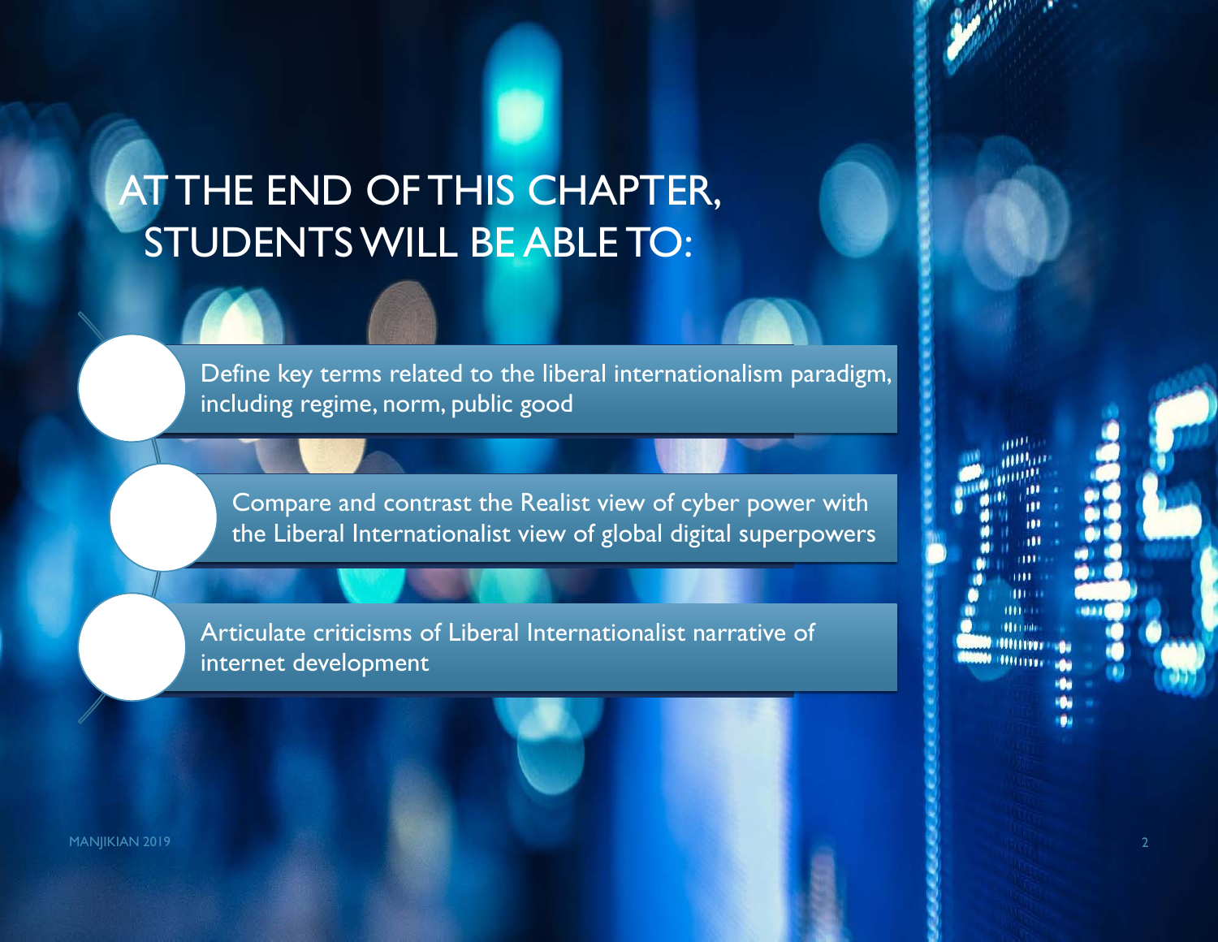# AT THE END OF THIS CHAPTER, STUDENTS WILL BE ABLE TO:

- Define key terms related to the liberal internationalism paradigm, including regime, norm, public good
- Compare and contrast the Realist view of cyber power with the Liberal Internationalist view of global digital superpowers
- Articulate criticisms of Liberal Internationalist narrative of internet development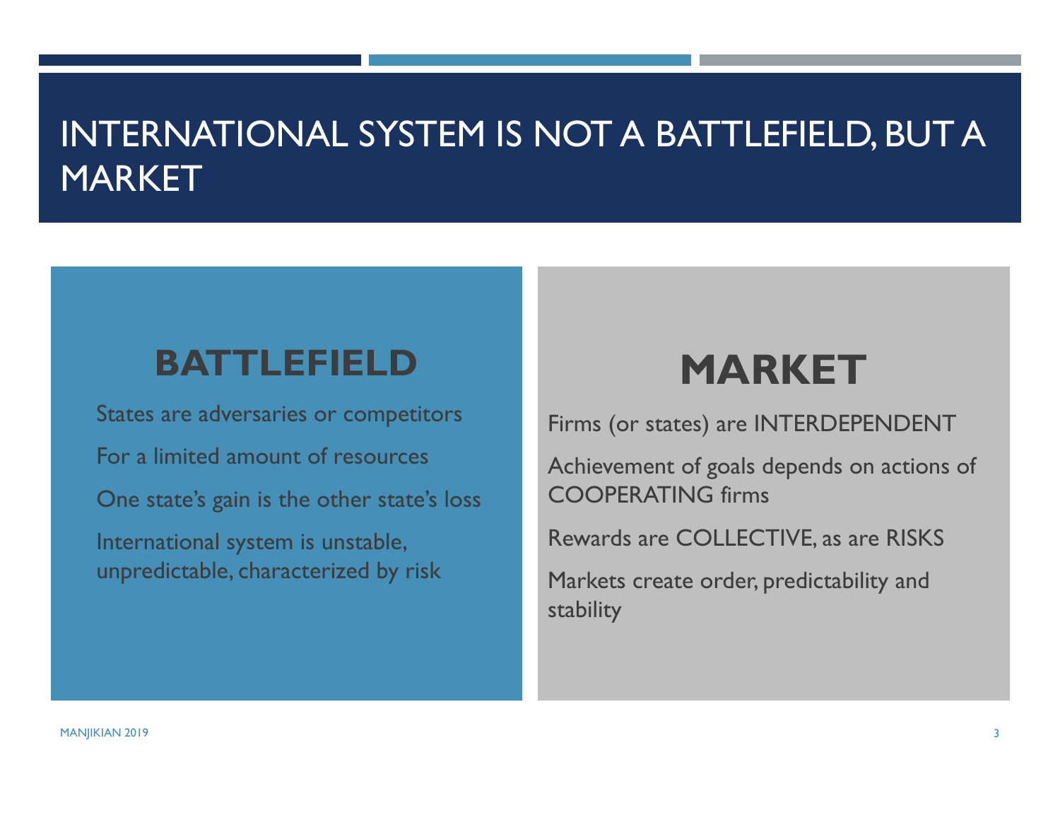# INTERNATIONAL SYSTEM IS NOT A BATTLEFIELD, BUT A MARKET

## BATTLEFIELD

States are adversaries or competitors

For a limited amount of resources

One state's gain is the other state's loss

International system is unstable, unpredictable, characterized by risk

## MARKET

Firms (or states) are INTERDEPENDENT

Achievement of goals depends on actions of COOPERATING firms

Rewards are COLLECTIVE, as are RISKS

Markets create order, predictability and stability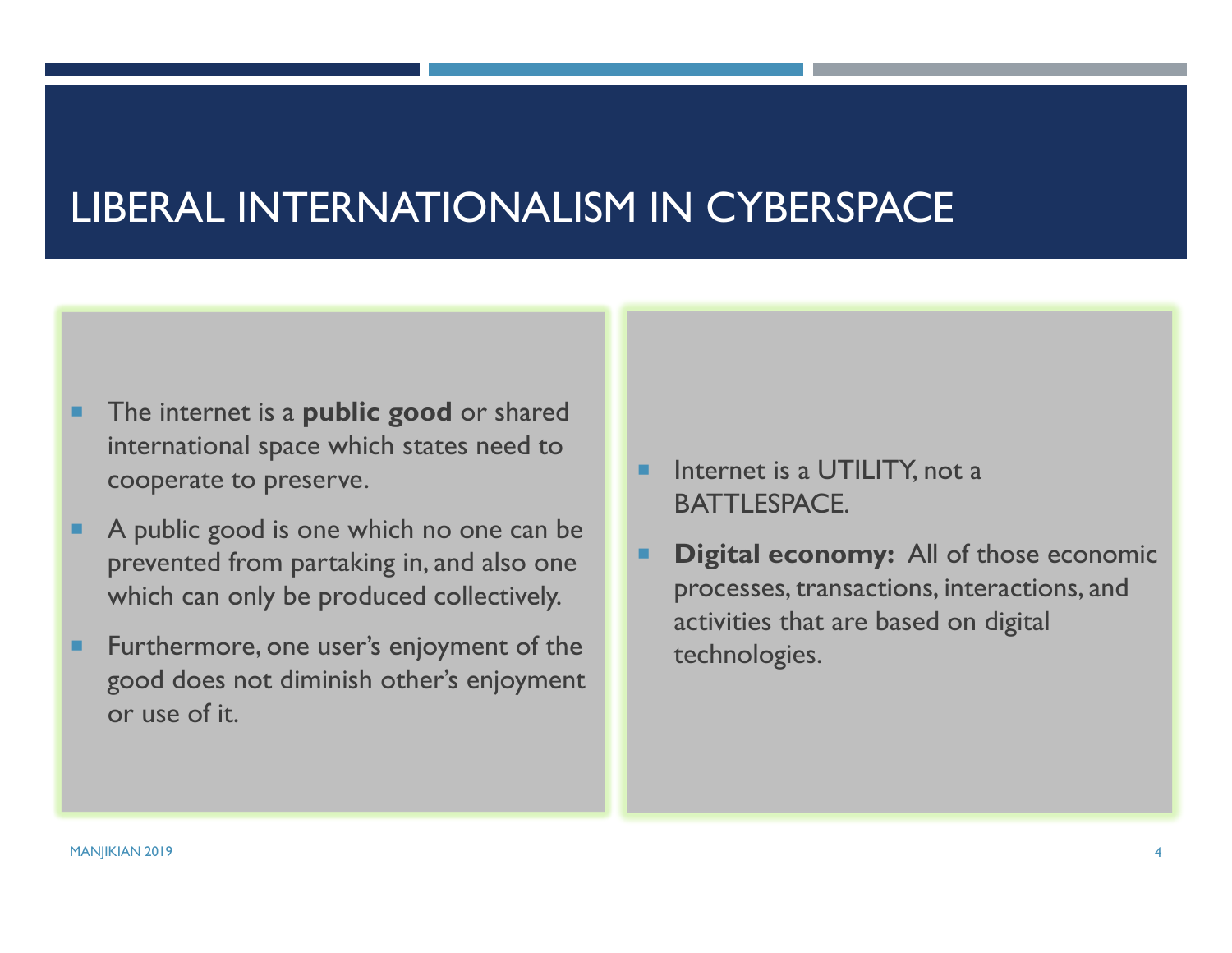# LIBERAL INTERNATIONALISM IN CYBERSPACE

- The internet is a **public good** or shared international space which states need to cooperate to preserve.
- A public good is one which no one can be prevented from partaking in, and also one which can only be produced collectively.
- Furthermore, one user's enjoyment of the good does not diminish other's enjoyment or use of it.

- Internet is a UTILITY, not a BATTLESPACE.
- **Digital economy:** All of those economic processes, transactions, interactions, and activities that are based on digital technologies.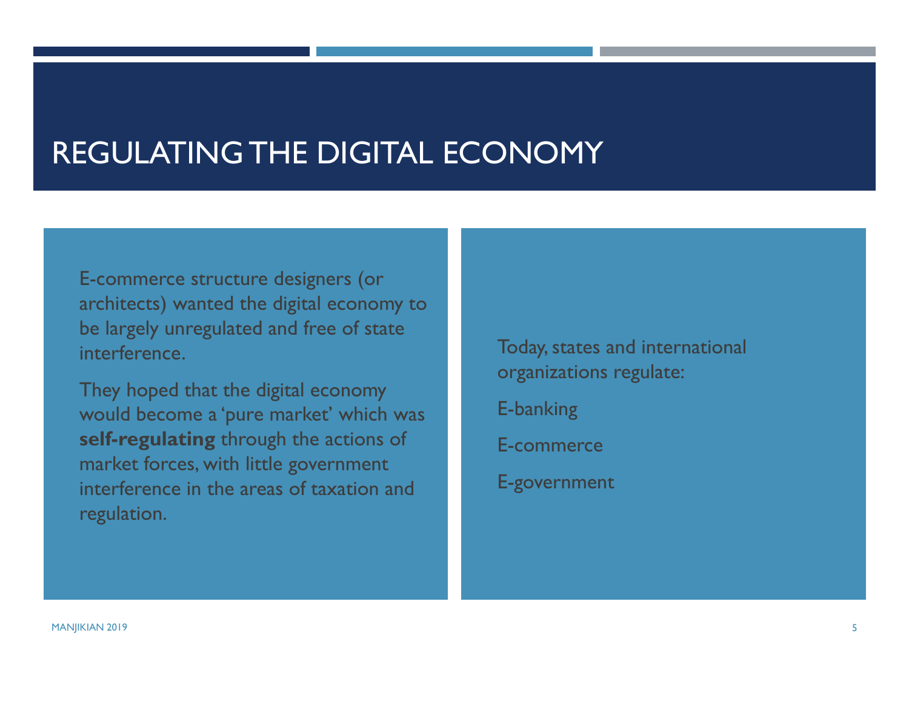# REGULATING THE DIGITAL ECONOMY

E-commerce structure designers (or architects) wanted the digital economy to be largely unregulated and free of state interference.

They hoped that the digital economy would become a 'pure market' which was **self-regulating** through the actions of market forces, with little government interference in the areas of taxation and regulation.

Today, states and international organizations regulate:

E-banking

E-commerce

E-government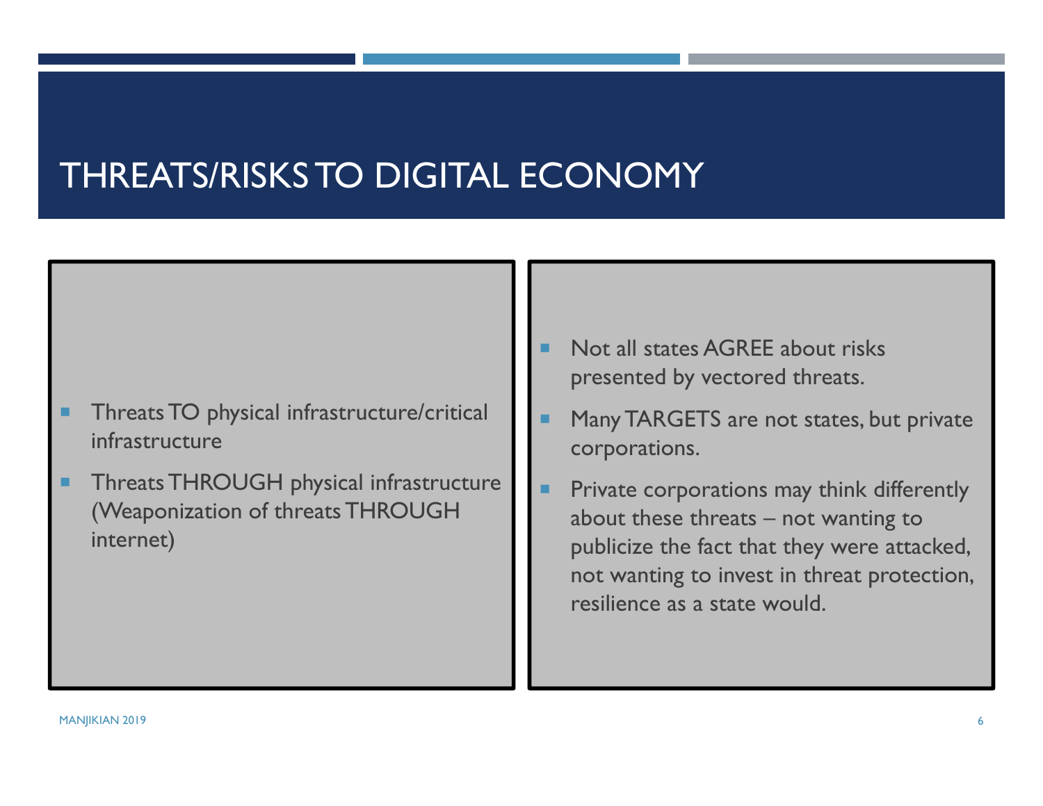# THREATS/RISKS TO DIGITAL ECONOMY

- Threats TO physical infrastructure/critical infrastructure
- Threats THROUGH physical infrastructure (Weaponization of threats THROUGH internet)

- Not all states AGREE about risks presented by vectored threats.
- Many TARGETS are not states, but private corporations.
- Private corporations may think differently about these threats – not wanting to publicize the fact that they were attacked, not wanting to invest in threat protection, resilience as a state would.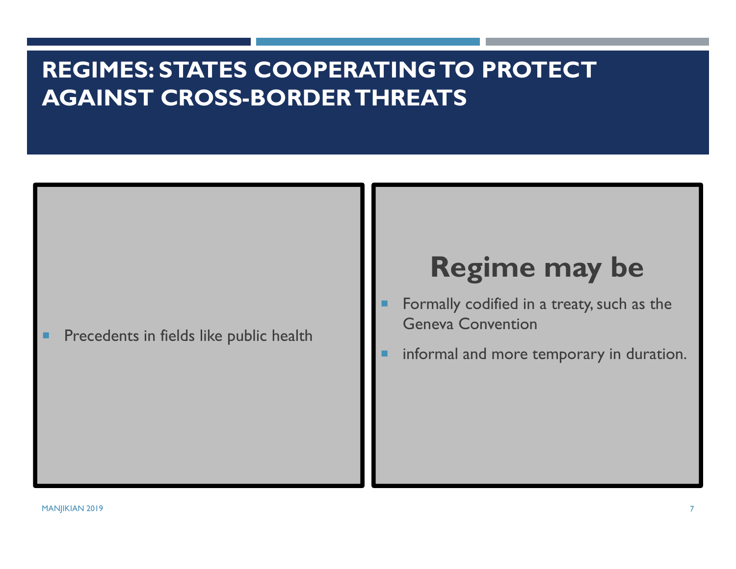# REGIMES: STATES COOPERATING TO PROTECT AGAINST CROSS-BORDER THREATS

- Precedents in fields like public health

## Regime may be

- Formally codified in a treaty, such as the Geneva Convention
- informal and more temporary in duration.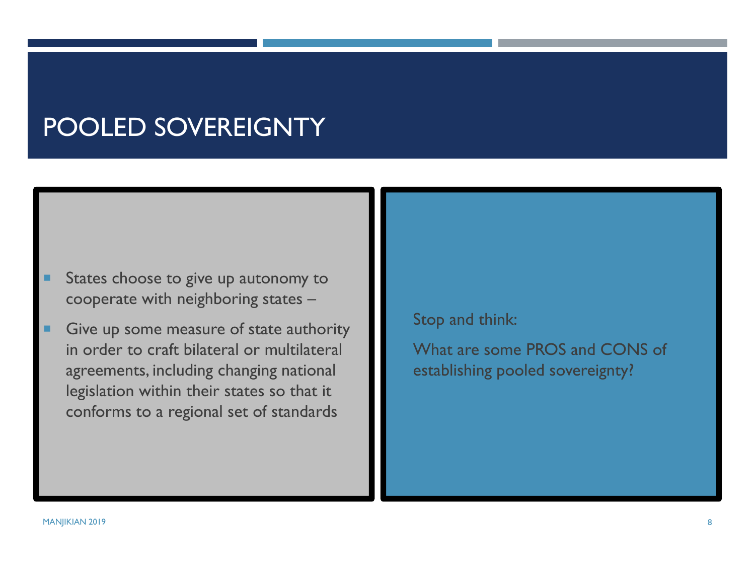# POOLED SOVEREIGNTY

- States choose to give up autonomy to cooperate with neighboring states –
- Give up some measure of state authority in order to craft bilateral or multilateral agreements, including changing national legislation within their states so that it conforms to a regional set of standards

Stop and think:

What are some PROS and CONS of establishing pooled sovereignty?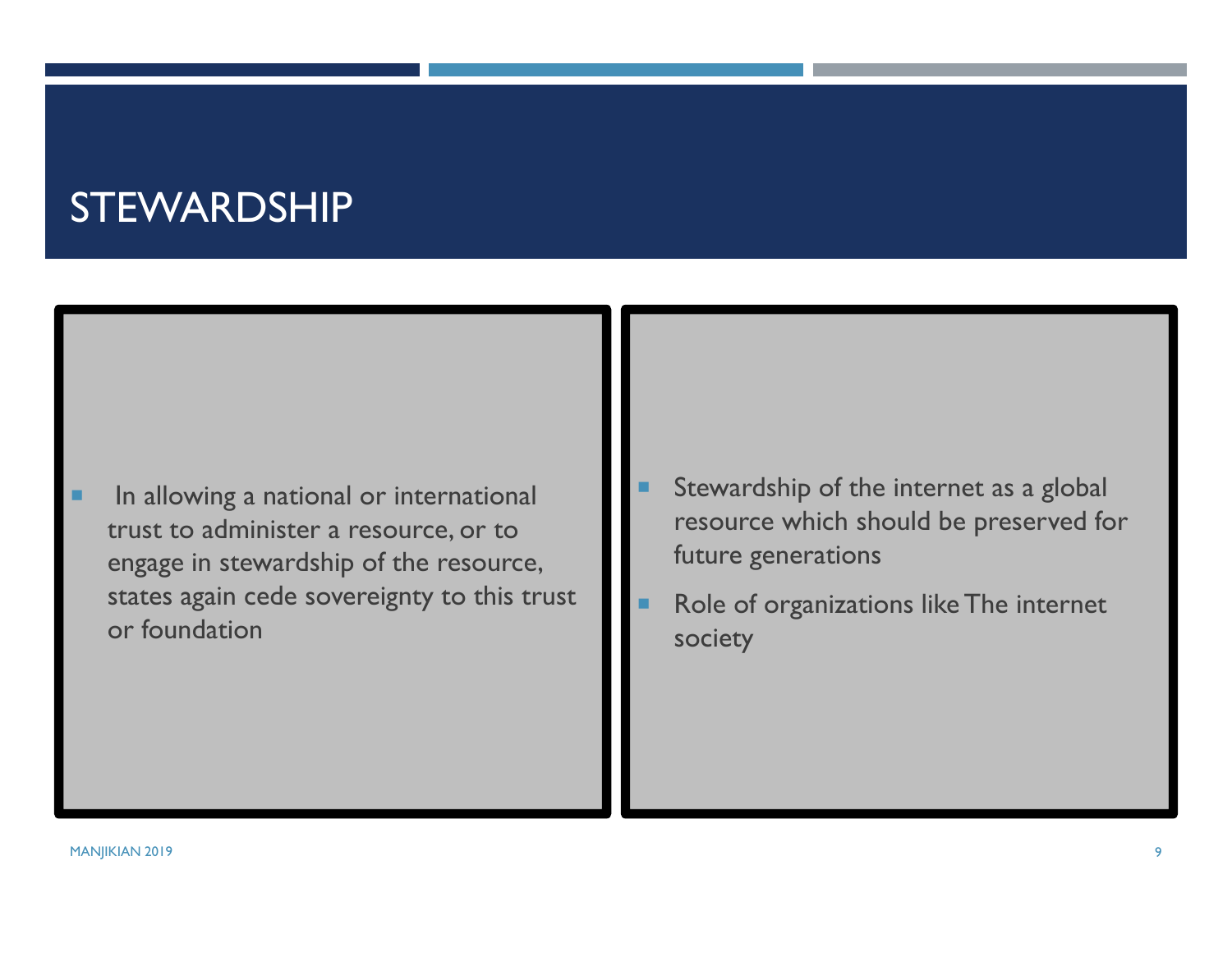# STEWARDSHIP

- In allowing a national or international trust to administer a resource, or to engage in stewardship of the resource, states again cede sovereignty to this trust or foundation

- Stewardship of the internet as a global resource which should be preserved for future generations
- Role of organizations like The internet society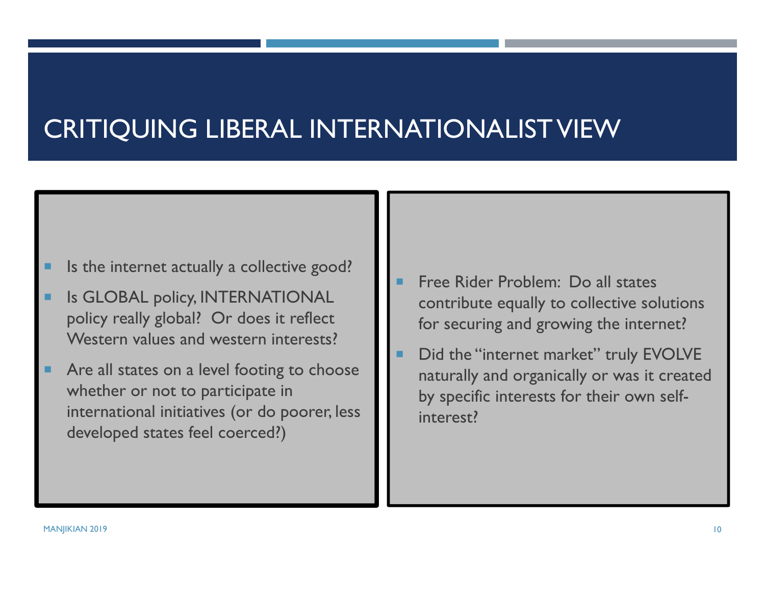# CRITIQUING LIBERAL INTERNATIONALIST VIEW

- Is the internet actually a collective good?
- Is GLOBAL policy, INTERNATIONAL policy really global? Or does it reflect Western values and western interests?
- Are all states on a level footing to choose whether or not to participate in international initiatives (or do poorer, less developed states feel coerced?)

- Free Rider Problem: Do all states contribute equally to collective solutions for securing and growing the internet?
- Did the "internet market" truly EVOLVE naturally and organically or was it created by specific interests for their own self-interest?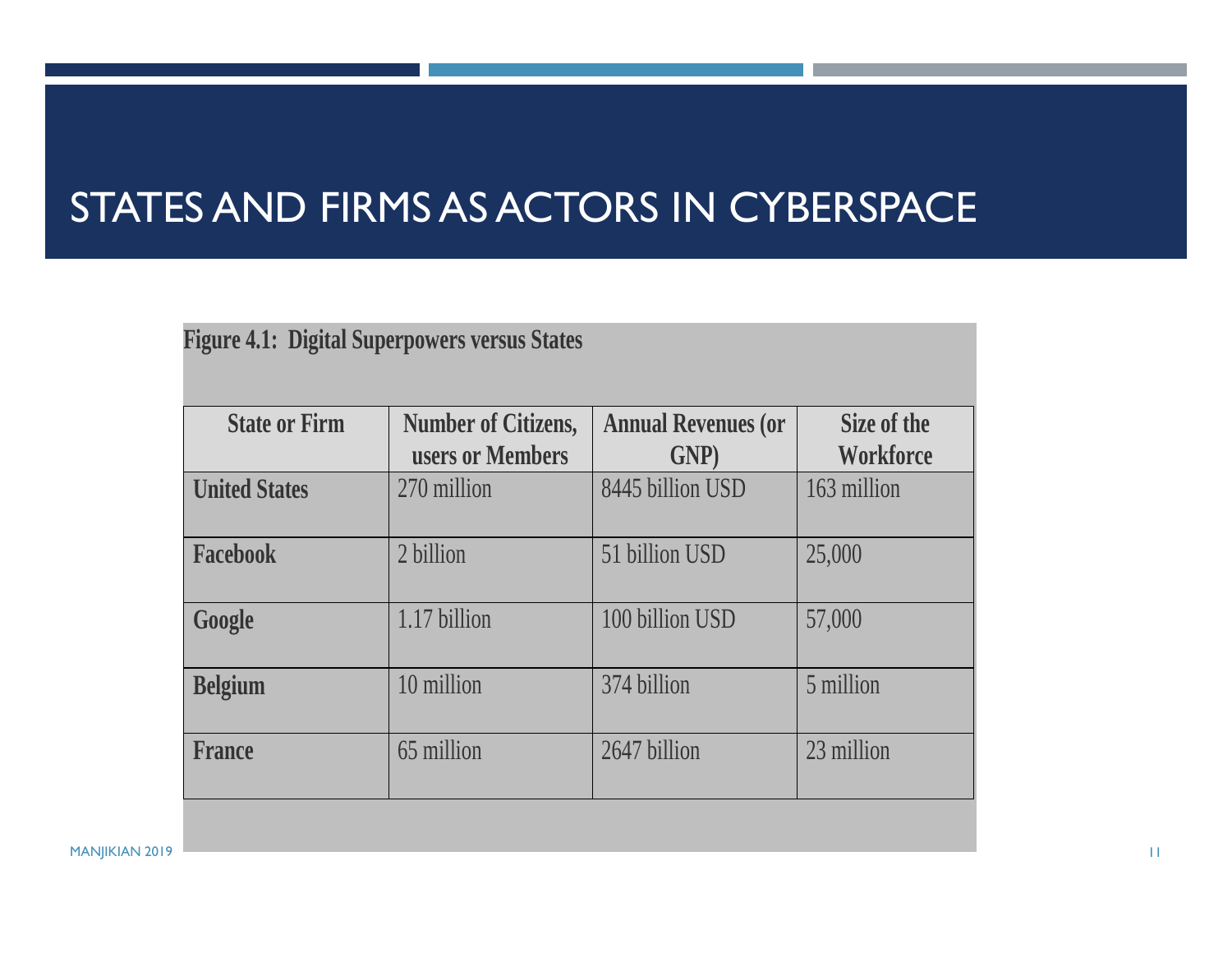# STATES AND FIRMS AS ACTORS IN CYBERSPACE

**Figure 4.1: Digital Superpowers versus States**

| State or Firm | Number of Citizens, users or Members | Annual Revenues (or GNP) | Size of the Workforce |
|---|---|---|---|
| **United States** | 270 million | 8445 billion USD | 163 million |
| **Facebook** | 2 billion | 51 billion USD | 25,000 |
| **Google** | 1.17 billion | 100 billion USD | 57,000 |
| **Belgium** | 10 million | 374 billion | 5 million |
| **France** | 65 million | 2647 billion | 23 million |

MANJIKIAN 2019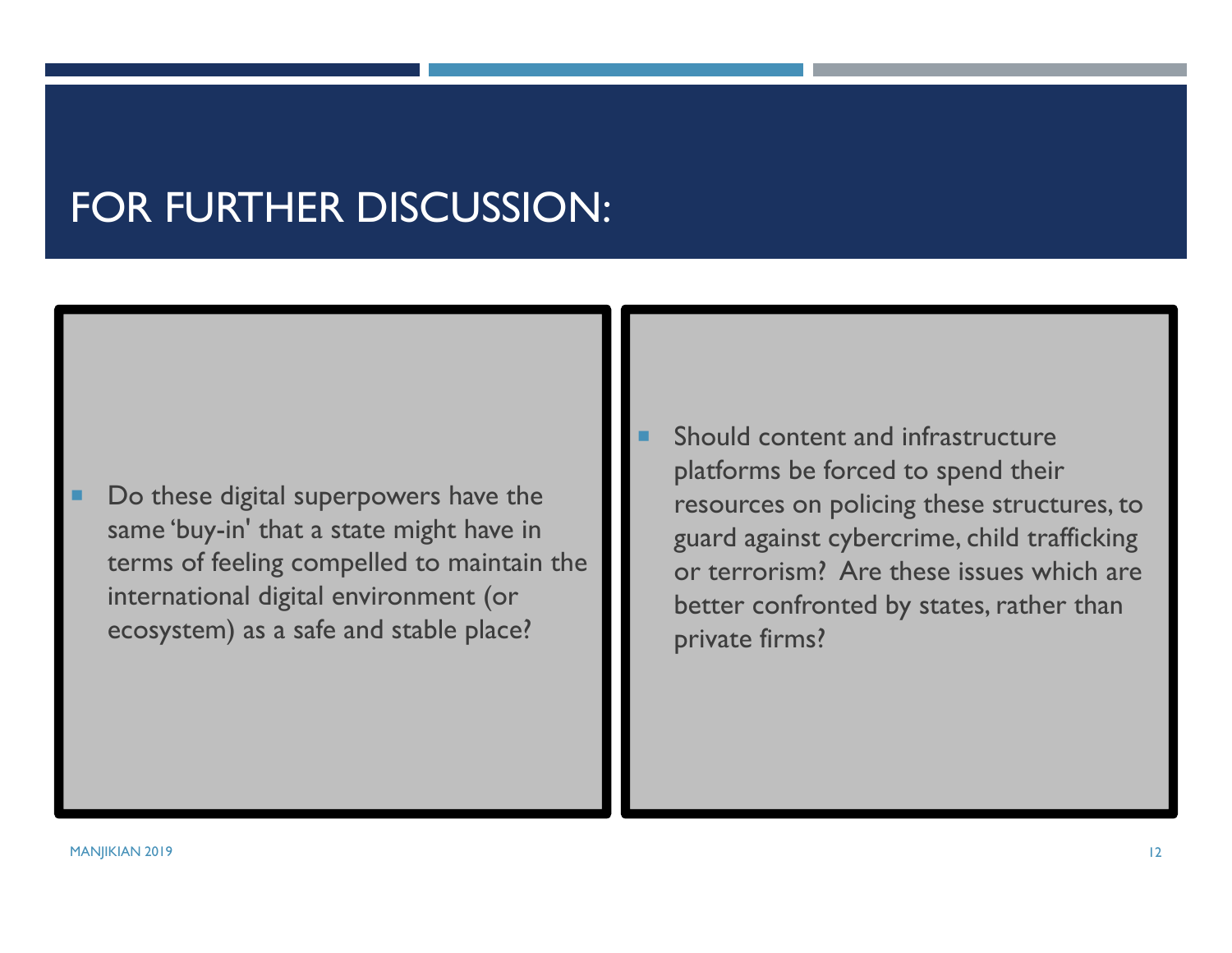# FOR FURTHER DISCUSSION:

- Do these digital superpowers have the same 'buy-in' that a state might have in terms of feeling compelled to maintain the international digital environment (or ecosystem) as a safe and stable place?

- Should content and infrastructure platforms be forced to spend their resources on policing these structures, to guard against cybercrime, child trafficking or terrorism? Are these issues which are better confronted by states, rather than private firms?